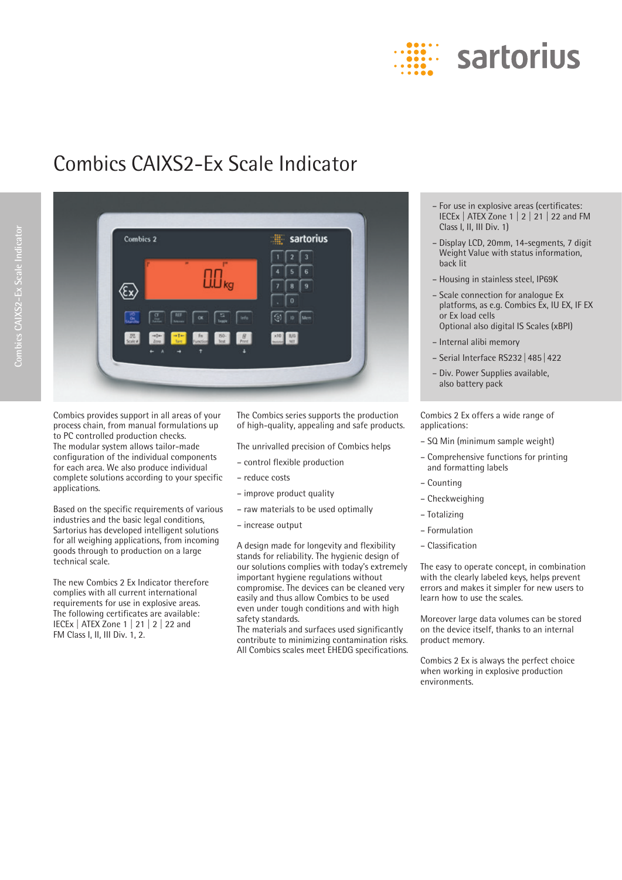# Combics CAIXS2-Ex Scale Indicator

- For use in explosive areas (certificates: IECEx | ATEX Zone 1 | 2 | 21 | 22 and FM Class I, II, III Div. 1)
- Display LCD, 20mm, 14-segments, 7 digit Weight Value with status information, back lit
- Housing in stainless steel, IP69K
- Scale connection for analogue Ex platforms, as e.g. Combics Ex, IU EX, IF EX or Ex load cells
  Optional also digital IS Scales (xBPI)
- Internal alibi memory
- Serial Interface RS232 | 485 | 422
- Div. Power Supplies available, also battery pack

Combics provides support in all areas of your process chain, from manual formulations up to PC controlled production checks.
The modular system allows tailor-made configuration of the individual components for each area. We also produce individual complete solutions according to your specific applications.

Based on the specific requirements of various industries and the basic legal conditions, Sartorius has developed intelligent solutions for all weighing applications, from incoming goods through to production on a large technical scale.

The new Combics 2 Ex Indicator therefore complies with all current international requirements for use in explosive areas. The following certificates are available: IECEx | ATEX Zone 1 | 21 | 2 | 22 and FM Class I, II, III Div. 1, 2.

The Combics series supports the production of high-quality, appealing and safe products.

The unrivalled precision of Combics helps

- control flexible production
- reduce costs
- improve product quality
- raw materials to be used optimally
- increase output

A design made for longevity and flexibility stands for reliability. The hygienic design of our solutions complies with today's extremely important hygiene regulations without compromise. The devices can be cleaned very easily and thus allow Combics to be used even under tough conditions and with high safety standards.
The materials and surfaces used significantly contribute to minimizing contamination risks. All Combics scales meet EHEDG specifications.

Combics 2 Ex offers a wide range of applications:

- SQ Min (minimum sample weight)
- Comprehensive functions for printing and formatting labels
- Counting
- Checkweighing
- Totalizing
- Formulation
- Classification

The easy to operate concept, in combination with the clearly labeled keys, helps prevent errors and makes it simpler for new users to learn how to use the scales.

Moreover large data volumes can be stored on the device itself, thanks to an internal product memory.

Combics 2 Ex is always the perfect choice when working in explosive production environments.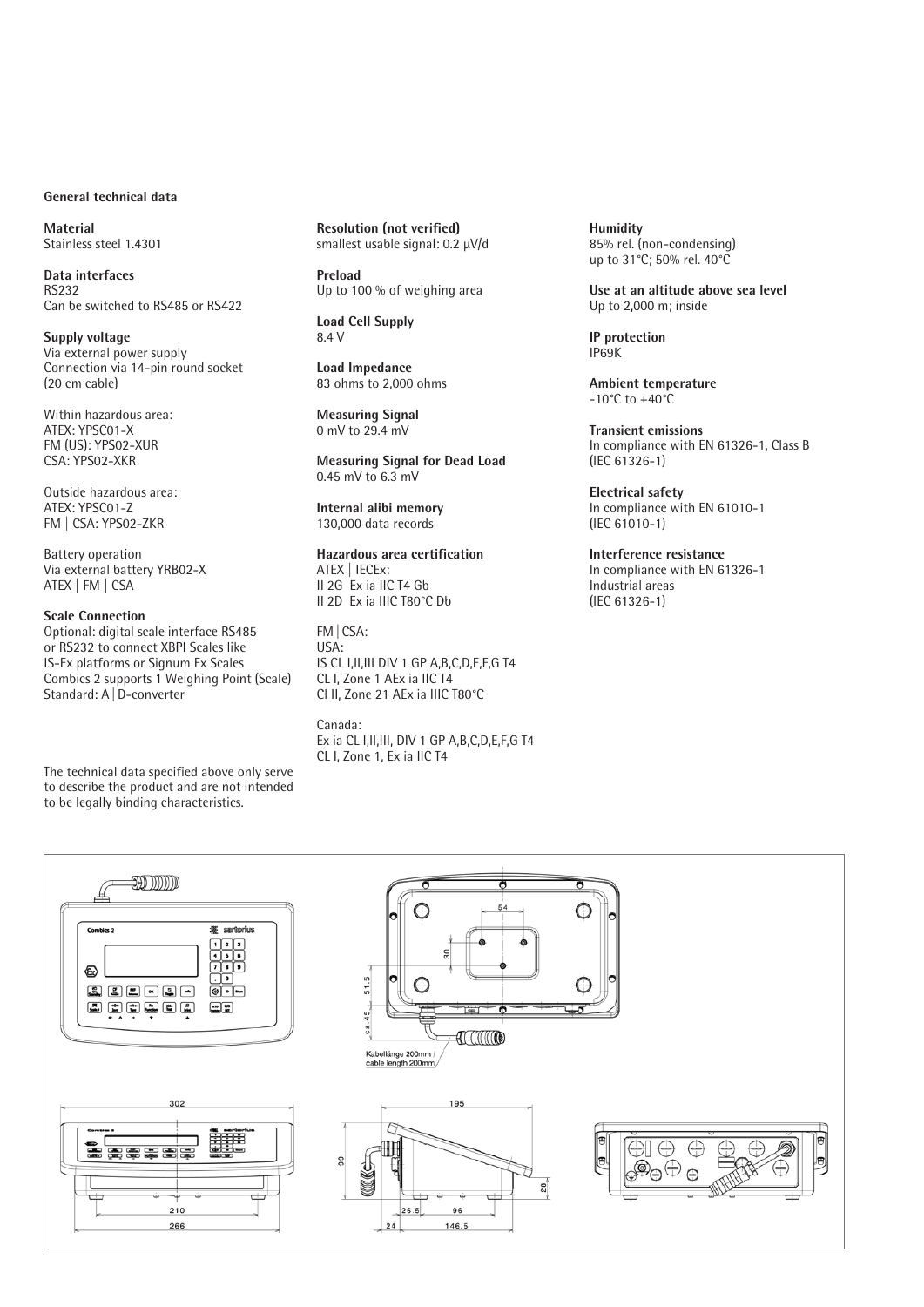**General technical data**

**Material**
Stainless steel 1.4301

**Data interfaces**
RS232
Can be switched to RS485 or RS422

**Supply voltage**
Via external power supply
Connection via 14-pin round socket (20 cm cable)

Within hazardous area:
ATEX: YPSC01-X
FM (US): YPS02-XUR
CSA: YPS02-XKR

Outside hazardous area:
ATEX: YPSC01-Z
FM | CSA: YPS02-ZKR

Battery operation
Via external battery YRB02-X
ATEX | FM | CSA

**Scale Connection**
Optional: digital scale interface RS485 or RS232 to connect XBPI Scales like IS-Ex platforms or Signum Ex Scales
Combics 2 supports 1 Weighing Point (Scale)
Standard: A|D-converter

**Resolution (not verified)**
smallest usable signal: 0.2 µV/d

**Preload**
Up to 100 % of weighing area

**Load Cell Supply**
8.4 V

**Load Impedance**
83 ohms to 2,000 ohms

**Measuring Signal**
0 mV to 29.4 mV

**Measuring Signal for Dead Load**
0.45 mV to 6.3 mV

**Internal alibi memory**
130,000 data records

**Hazardous area certification**
ATEX | IECEx:
II 2G Ex ia IIC T4 Gb
II 2D Ex ia IIIC T80°C Db

FM | CSA:
USA:
IS CL I,II,III DIV 1 GP A,B,C,D,E,F,G T4
CL I, Zone 1 AEx ia IIC T4
Cl II, Zone 21 AEx ia IIIC T80°C

Canada:
Ex ia CL I,II,III, DIV 1 GP A,B,C,D,E,F,G T4
CL I, Zone 1, Ex ia IIC T4

**Humidity**
85% rel. (non-condensing) up to 31°C; 50% rel. 40°C

**Use at an altitude above sea level**
Up to 2,000 m; inside

**IP protection**
IP69K

**Ambient temperature**
-10°C to +40°C

**Transient emissions**
In compliance with EN 61326-1, Class B (IEC 61326-1)

**Electrical safety**
In compliance with EN 61010-1 (IEC 61010-1)

**Interference resistance**
In compliance with EN 61326-1
Industrial areas
(IEC 61326-1)

The technical data specified above only serve to describe the product and are not intended to be legally binding characteristics.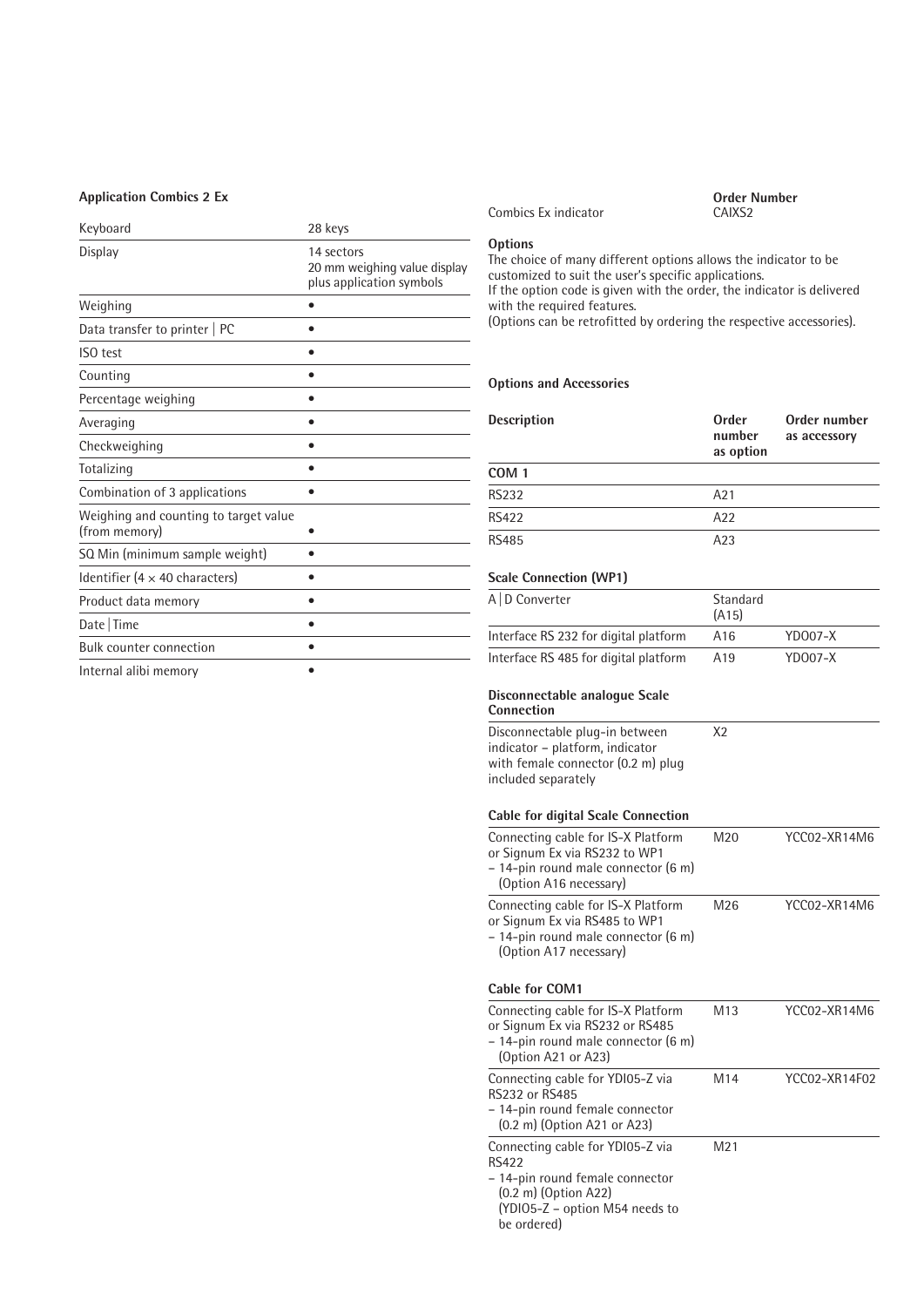### Application Combics 2 Ex

| | |
|---|---|
| Keyboard | 28 keys |
| Display | 14 sectors<br>20 mm weighing value display plus application symbols |
| Weighing | • |
| Data transfer to printer \| PC | • |
| ISO test | • |
| Counting | • |
| Percentage weighing | • |
| Averaging | • |
| Checkweighing | • |
| Totalizing | • |
| Combination of 3 applications | • |
| Weighing and counting to target value (from memory) | • |
| SQ Min (minimum sample weight) | • |
| Identifier (4 × 40 characters) | • |
| Product data memory | • |
| Date \| Time | • |
| Bulk counter connection | • |
| Internal alibi memory | • |

| | Order Number |
|---|---|
| Combics Ex indicator | CAIXS2 |

**Options**

The choice of many different options allows the indicator to be customized to suit the user's specific applications.
If the option code is given with the order, the indicator is delivered with the required features.
(Options can be retrofitted by ordering the respective accessories).

### Options and Accessories

| Description | Order number as option | Order number as accessory |
|---|---|---|
| **COM 1** | | |
| RS232 | A21 | |
| RS422 | A22 | |
| RS485 | A23 | |
| **Scale Connection (WP1)** | | |
| A \| D Converter | Standard (A15) | |
| Interface RS 232 for digital platform | A16 | YDO07-X |
| Interface RS 485 for digital platform | A19 | YDO07-X |
| **Disconnectable analogue Scale Connection** | | |
| Disconnectable plug-in between indicator – platform, indicator with female connector (0.2 m) plug included separately | X2 | |
| **Cable for digital Scale Connection** | | |
| Connecting cable for IS-X Platform or Signum Ex via RS232 to WP1<br>– 14-pin round male connector (6 m) (Option A16 necessary) | M20 | YCC02-XR14M6 |
| Connecting cable for IS-X Platform or Signum Ex via RS485 to WP1<br>– 14-pin round male connector (6 m) (Option A17 necessary) | M26 | YCC02-XR14M6 |
| **Cable for COM1** | | |
| Connecting cable for IS-X Platform or Signum Ex via RS232 or RS485<br>– 14-pin round male connector (6 m) (Option A21 or A23) | M13 | YCC02-XR14M6 |
| Connecting cable for YDI05-Z via RS232 or RS485<br>– 14-pin round female connector (0.2 m) (Option A21 or A23) | M14 | YCC02-XR14F02 |
| Connecting cable for YDI05-Z via RS422<br>– 14-pin round female connector (0.2 m) (Option A22) (YDI05-Z – option M54 needs to be ordered) | M21 | |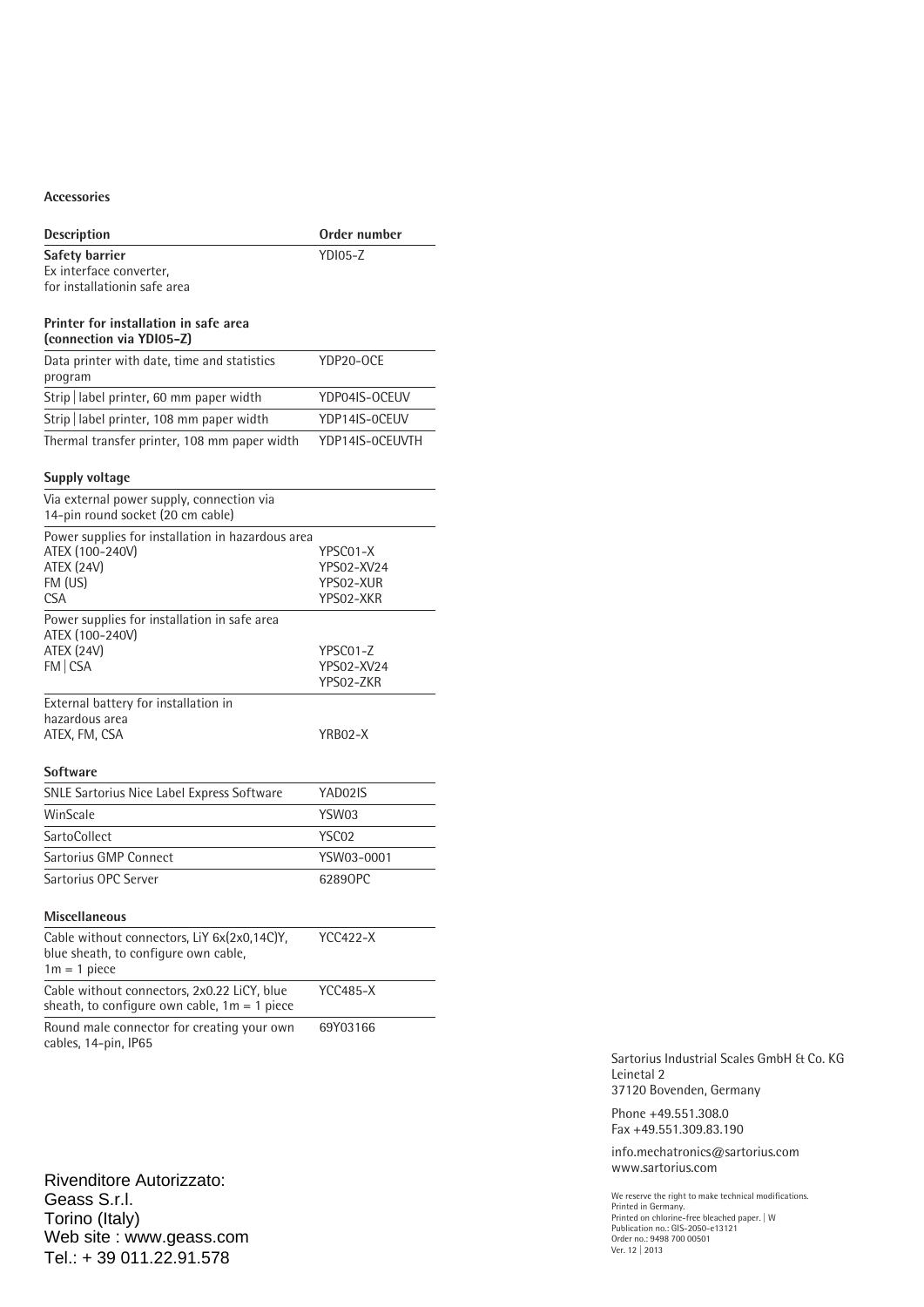## Accessories

| Description | Order number |
| --- | --- |
| **Safety barrier**<br>Ex interface converter,<br>for installationin safe area | YDI05-Z |
| **Printer for installation in safe area (connection via YDI05-Z)** | |
| Data printer with date, time and statistics program | YDP20-0CE |
| Strip \| label printer, 60 mm paper width | YDP04IS-0CEUV |
| Strip \| label printer, 108 mm paper width | YDP14IS-0CEUV |
| Thermal transfer printer, 108 mm paper width | YDP14IS-0CEUVTH |
| **Supply voltage** | |
| Via external power supply, connection via 14-pin round socket (20 cm cable) | |
| Power supplies for installation in hazardous area<br>ATEX (100-240V)<br>ATEX (24V)<br>FM (US)<br>CSA | <br>YPSC01-X<br>YPS02-XV24<br>YPS02-XUR<br>YPS02-XKR |
| Power supplies for installation in safe area<br>ATEX (100-240V)<br>ATEX (24V)<br>FM \| CSA | <br><br>YPSC01-Z<br>YPS02-XV24<br>YPS02-ZKR |
| External battery for installation in hazardous area<br>ATEX, FM, CSA | <br><br>YRB02-X |
| **Software** | |
| SNLE Sartorius Nice Label Express Software | YAD02IS |
| WinScale | YSW03 |
| SartoCollect | YSC02 |
| Sartorius GMP Connect | YSW03-0001 |
| Sartorius OPC Server | 6289OPC |
| **Miscellaneous** | |
| Cable without connectors, LiY 6x(2x0,14C)Y, blue sheath, to configure own cable, 1m = 1 piece | YCC422-X |
| Cable without connectors, 2x0.22 LiCY, blue sheath, to configure own cable, 1m = 1 piece | YCC485-X |
| Round male connector for creating your own cables, 14-pin, IP65 | 69Y03166 |

Rivenditore Autorizzato:
Geass S.r.l.
Torino (Italy)
Web site : www.geass.com
Tel.: + 39 011.22.91.578

Sartorius Industrial Scales GmbH & Co. KG
Leinetal 2
37120 Bovenden, Germany

Phone +49.551.308.0
Fax +49.551.309.83.190

info.mechatronics@sartorius.com
www.sartorius.com

We reserve the right to make technical modifications.
Printed in Germany.
Printed on chlorine-free bleached paper. | W
Publication no.: GIS-2050-e13121
Order no.: 9498 700 00501
Ver. 12 | 2013